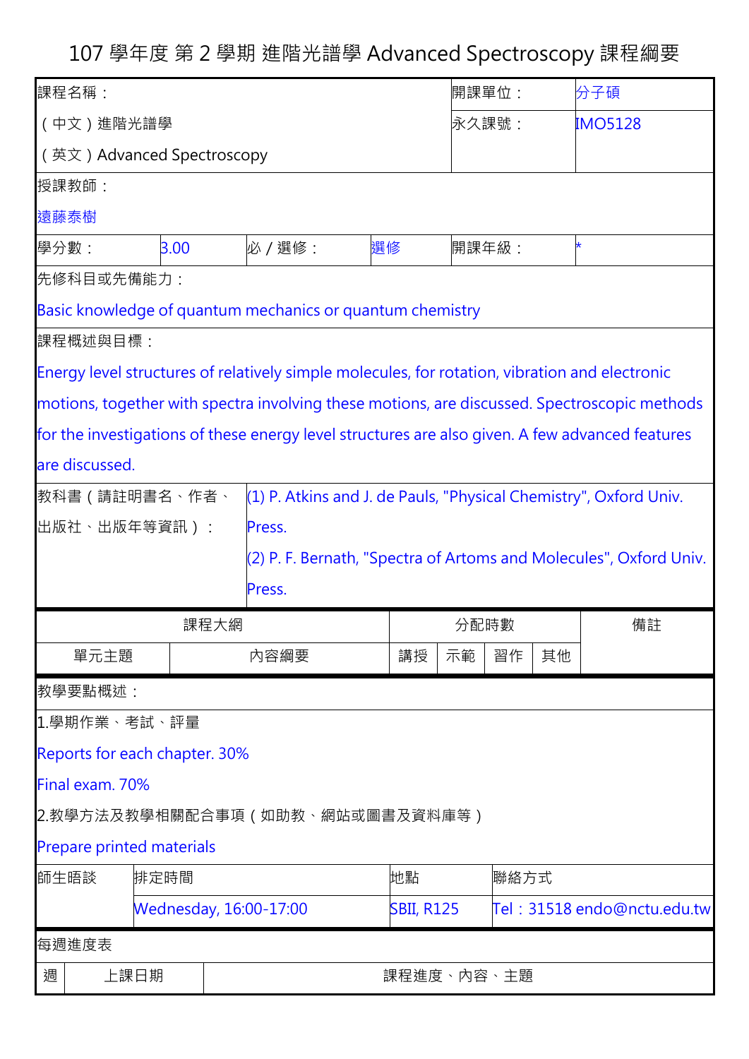# 107 學年度 第 2 學期 進階光譜學 Advanced Spectroscopy 課程綱要

| 課程名稱： | | 開課單位： | 分子碩 |
|---|---|---|---|
| （中文）進階光譜學 | | 永久課號： | IMO5128 |
| （英文）Advanced Spectroscopy | | | |

授課教師：

遠藤泰樹

| 學分數： | 3.00 | 必／選修： | 選修 | 開課年級： | * |
|---|---|---|---|---|---|

先修科目或先備能力：

Basic knowledge of quantum mechanics or quantum chemistry

課程概述與目標：

Energy level structures of relatively simple molecules, for rotation, vibration and electronic motions, together with spectra involving these motions, are discussed. Spectroscopic methods for the investigations of these energy level structures are also given. A few advanced features are discussed.

| 教科書（請註明書名、作者、出版社、出版年等資訊）： | (1) P. Atkins and J. de Pauls, "Physical Chemistry", Oxford Univ. Press.<br>(2) P. F. Bernath, "Spectra of Artoms and Molecules", Oxford Univ. Press. |
|---|---|

| 課程大綱 | | 分配時數 | | | | 備註 |
|---|---|---|---|---|---|---|
| 單元主題 | 內容綱要 | 講授 | 示範 | 習作 | 其他 | |

教學要點概述：

1.學期作業、考試、評量

Reports for each chapter. 30%

Final exam. 70%

2.教學方法及教學相關配合事項（如助教、網站或圖書及資料庫等）

Prepare printed materials

| 師生晤談 | 排定時間 | 地點 | 聯絡方式 |
|---|---|---|---|
| | Wednesday, 16:00-17:00 | SBII, R125 | Tel：31518 endo@nctu.edu.tw |

每週進度表

| 週 | 上課日期 | 課程進度、內容、主題 |
|---|---|---|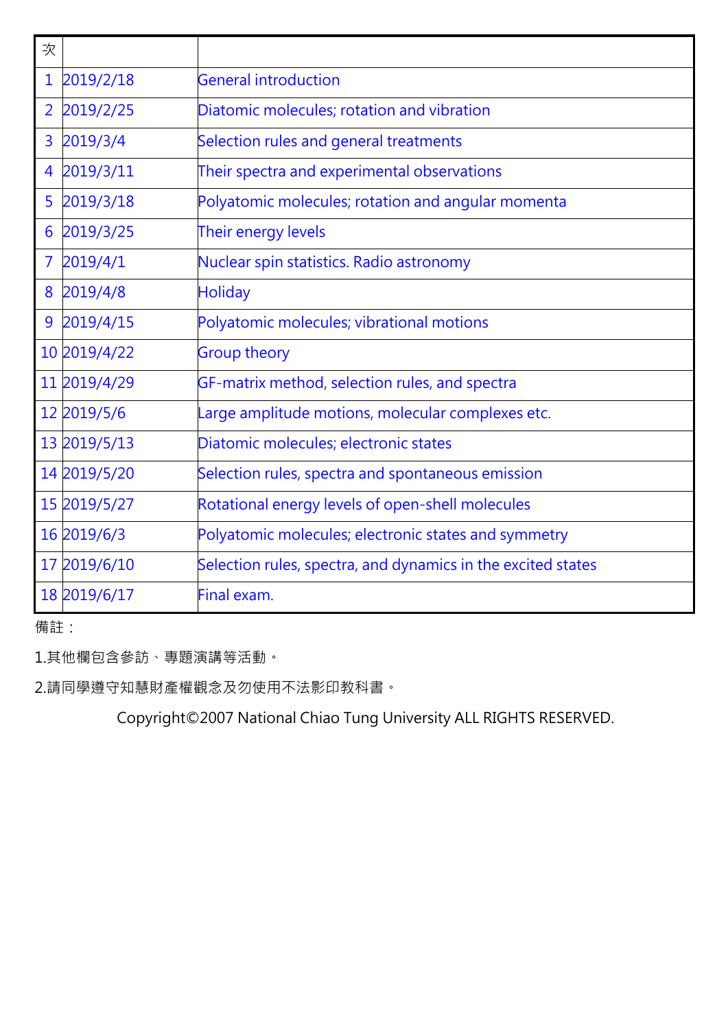| 次 | | |
|---|---|---|
| 1 | 2019/2/18 | General introduction |
| 2 | 2019/2/25 | Diatomic molecules; rotation and vibration |
| 3 | 2019/3/4 | Selection rules and general treatments |
| 4 | 2019/3/11 | Their spectra and experimental observations |
| 5 | 2019/3/18 | Polyatomic molecules; rotation and angular momenta |
| 6 | 2019/3/25 | Their energy levels |
| 7 | 2019/4/1 | Nuclear spin statistics. Radio astronomy |
| 8 | 2019/4/8 | Holiday |
| 9 | 2019/4/15 | Polyatomic molecules; vibrational motions |
| 10 | 2019/4/22 | Group theory |
| 11 | 2019/4/29 | GF-matrix method, selection rules, and spectra |
| 12 | 2019/5/6 | Large amplitude motions, molecular complexes etc. |
| 13 | 2019/5/13 | Diatomic molecules; electronic states |
| 14 | 2019/5/20 | Selection rules, spectra and spontaneous emission |
| 15 | 2019/5/27 | Rotational energy levels of open-shell molecules |
| 16 | 2019/6/3 | Polyatomic molecules; electronic states and symmetry |
| 17 | 2019/6/10 | Selection rules, spectra, and dynamics in the excited states |
| 18 | 2019/6/17 | Final exam. |

備註：

1.其他欄包含參訪、專題演講等活動。

2.請同學遵守知慧財產權觀念及勿使用不法影印教科書。

Copyright©2007 National Chiao Tung University ALL RIGHTS RESERVED.